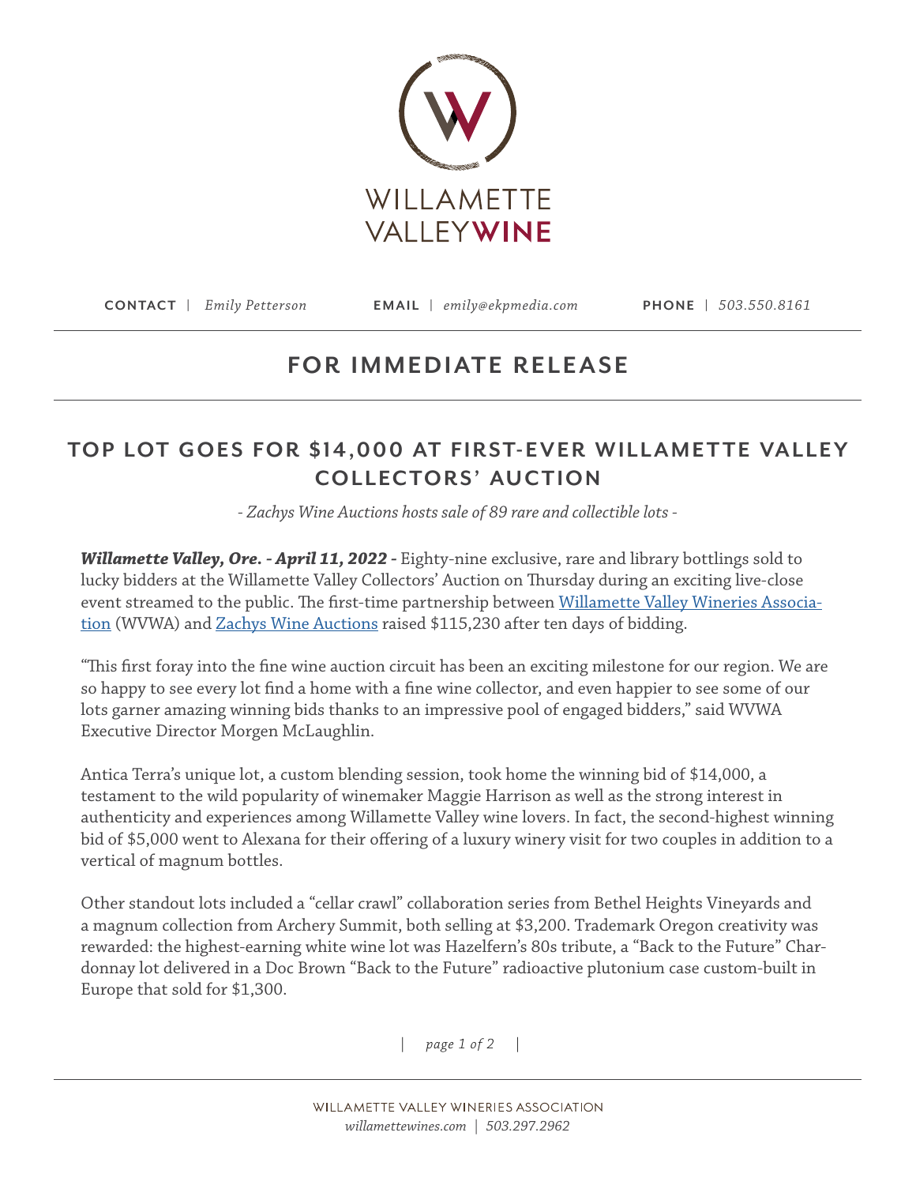WILLAMETTE VALLEY WINE

**CONTACT** | *Emily Petterson* **EMAIL** | *emily@ekpmedia.com* **PHONE** | *503.550.8161*

## FOR IMMEDIATE RELEASE

# TOP LOT GOES FOR $14,000 AT FIRST-EVER WILLAMETTE VALLEY COLLECTORS' AUCTION

*- Zachys Wine Auctions hosts sale of 89 rare and collectible lots -*

***Willamette Valley, Ore. - April 11, 2022 -*** Eighty-nine exclusive, rare and library bottlings sold to lucky bidders at the Willamette Valley Collectors' Auction on Thursday during an exciting live-close event streamed to the public. The first-time partnership between [Willamette Valley Wineries Association]() (WVWA) and [Zachys Wine Auctions]() raised $115,230 after ten days of bidding.

"This first foray into the fine wine auction circuit has been an exciting milestone for our region. We are so happy to see every lot find a home with a fine wine collector, and even happier to see some of our lots garner amazing winning bids thanks to an impressive pool of engaged bidders," said WVWA Executive Director Morgen McLaughlin.

Antica Terra's unique lot, a custom blending session, took home the winning bid of $14,000, a testament to the wild popularity of winemaker Maggie Harrison as well as the strong interest in authenticity and experiences among Willamette Valley wine lovers. In fact, the second-highest winning bid of $5,000 went to Alexana for their offering of a luxury winery visit for two couples in addition to a vertical of magnum bottles.

Other standout lots included a "cellar crawl" collaboration series from Bethel Heights Vineyards and a magnum collection from Archery Summit, both selling at $3,200. Trademark Oregon creativity was rewarded: the highest-earning white wine lot was Hazelfern's 80s tribute, a "Back to the Future" Chardonnay lot delivered in a Doc Brown "Back to the Future" radioactive plutonium case custom-built in Europe that sold for $1,300.

WILLAMETTE VALLEY WINERIES ASSOCIATION
*willamettewines.com | 503.297.2962*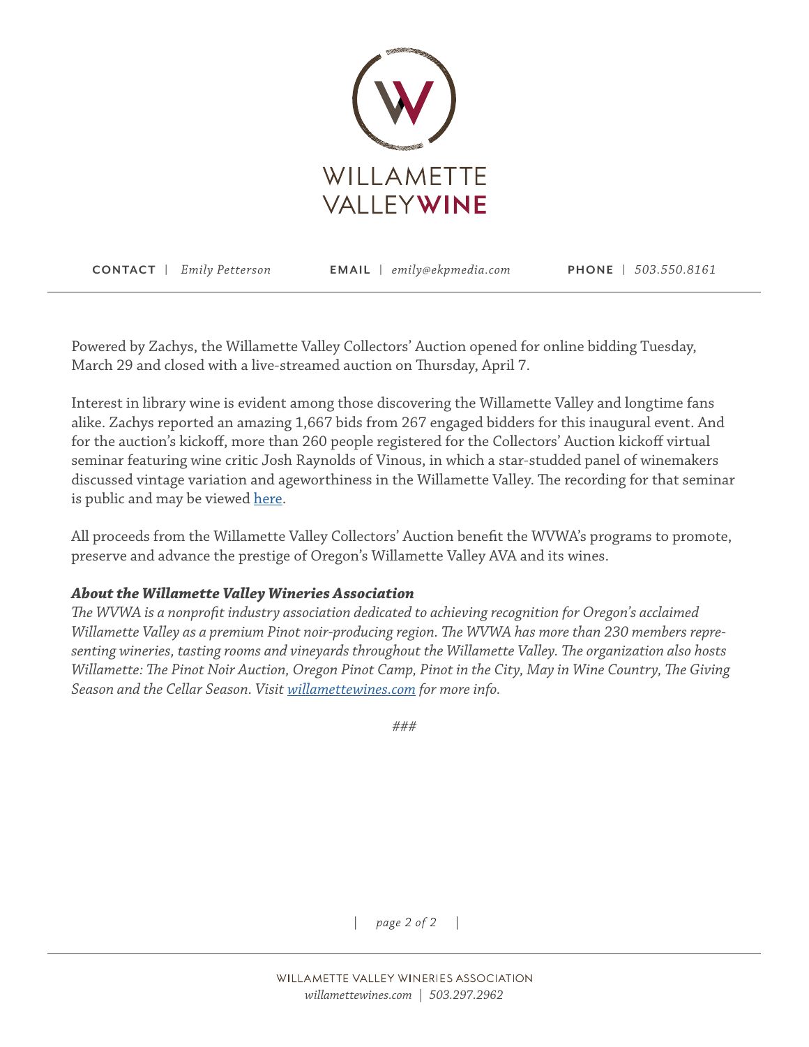WILLAMETTE VALLEY WINE

**CONTACT** | *Emily Petterson*    **EMAIL** | *emily@ekpmedia.com*    **PHONE** | *503.550.8161*

---

Powered by Zachys, the Willamette Valley Collectors' Auction opened for online bidding Tuesday, March 29 and closed with a live-streamed auction on Thursday, April 7.

Interest in library wine is evident among those discovering the Willamette Valley and longtime fans alike. Zachys reported an amazing 1,667 bids from 267 engaged bidders for this inaugural event. And for the auction's kickoff, more than 260 people registered for the Collectors' Auction kickoff virtual seminar featuring wine critic Josh Raynolds of Vinous, in which a star-studded panel of winemakers discussed vintage variation and ageworthiness in the Willamette Valley. The recording for that seminar is public and may be viewed here.

All proceeds from the Willamette Valley Collectors' Auction benefit the WVWA's programs to promote, preserve and advance the prestige of Oregon's Willamette Valley AVA and its wines.

***About the Willamette Valley Wineries Association***

*The WVWA is a nonprofit industry association dedicated to achieving recognition for Oregon's acclaimed Willamette Valley as a premium Pinot noir-producing region. The WVWA has more than 230 members representing wineries, tasting rooms and vineyards throughout the Willamette Valley. The organization also hosts Willamette: The Pinot Noir Auction, Oregon Pinot Camp, Pinot in the City, May in Wine Country, The Giving Season and the Cellar Season. Visit willamettewines.com for more info.*

*###*

WILLAMETTE VALLEY WINERIES ASSOCIATION
*willamettewines.com | 503.297.2962*